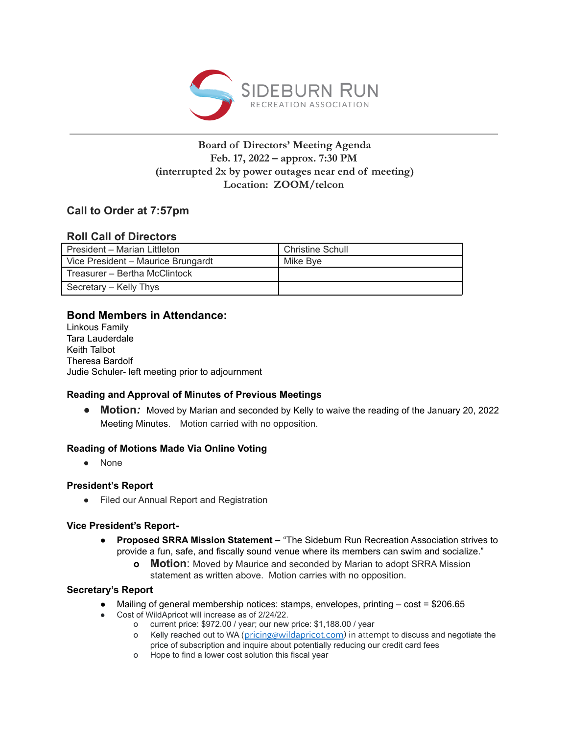SIDEBURN RUN
RECREATION ASSOCIATION

**Board of Directors' Meeting Agenda**
**Feb. 17, 2022 – approx. 7:30 PM**
**(interrupted 2x by power outages near end of meeting)**
**Location: ZOOM/telcon**

## Call to Order at 7:57pm

### Roll Call of Directors

| | |
|---|---|
| President – Marian Littleton | Christine Schull |
| Vice President – Maurice Brungardt | Mike Bye |
| Treasurer – Bertha McClintock | |
| Secretary – Kelly Thys | |

### Bond Members in Attendance:

Linkous Family
Tara Lauderdale
Keith Talbot
Theresa Bardolf
Judie Schuler- left meeting prior to adjournment

#### Reading and Approval of Minutes of Previous Meetings

- **Motion*:*** Moved by Marian and seconded by Kelly to waive the reading of the January 20, 2022 Meeting Minutes. Motion carried with no opposition.

#### Reading of Motions Made Via Online Voting

- None

#### President's Report

- Filed our Annual Report and Registration

#### Vice President's Report-

- **Proposed SRRA Mission Statement –** "The Sideburn Run Recreation Association strives to provide a fun, safe, and fiscally sound venue where its members can swim and socialize."
    - **Motion**: Moved by Maurice and seconded by Marian to adopt SRRA Mission statement as written above. Motion carries with no opposition.

#### Secretary's Report

- Mailing of general membership notices: stamps, envelopes, printing – cost = $206.65
- Cost of WildApricot will increase as of 2/24/22.
    - current price: $972.00 / year; our new price: $1,188.00 / year
    - Kelly reached out to WA (pricing@wildapricot.com) in attempt to discuss and negotiate the price of subscription and inquire about potentially reducing our credit card fees
    - Hope to find a lower cost solution this fiscal year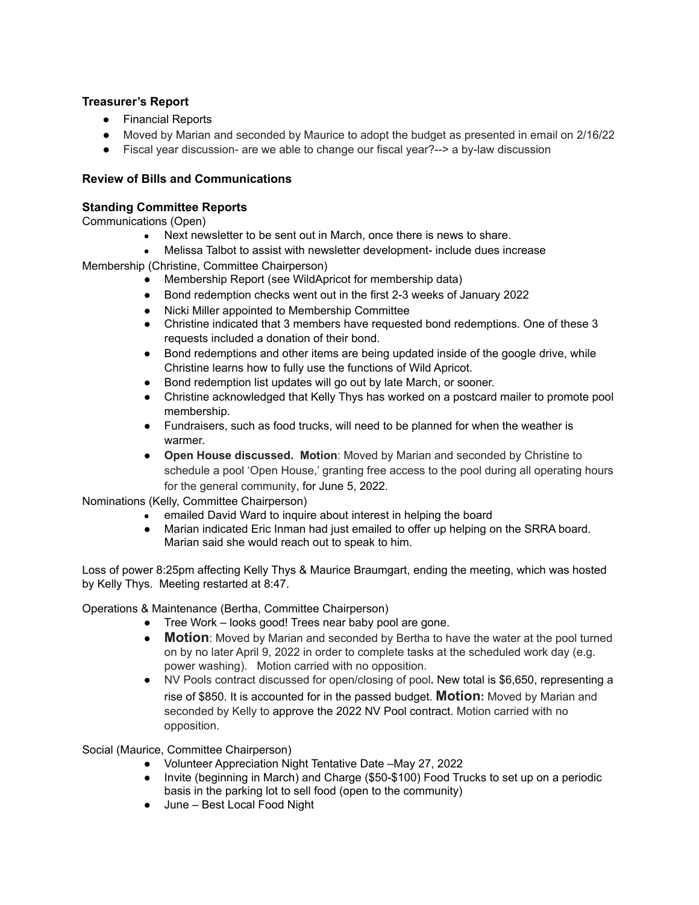### Treasurer's Report

- Financial Reports
- Moved by Marian and seconded by Maurice to adopt the budget as presented in email on 2/16/22
- Fiscal year discussion- are we able to change our fiscal year?--> a by-law discussion

### Review of Bills and Communications

### Standing Committee Reports

Communications (Open)

- Next newsletter to be sent out in March, once there is news to share.
- Melissa Talbot to assist with newsletter development- include dues increase

Membership (Christine, Committee Chairperson)

- Membership Report (see WildApricot for membership data)
- Bond redemption checks went out in the first 2-3 weeks of January 2022
- Nicki Miller appointed to Membership Committee
- Christine indicated that 3 members have requested bond redemptions. One of these 3 requests included a donation of their bond.
- Bond redemptions and other items are being updated inside of the google drive, while Christine learns how to fully use the functions of Wild Apricot.
- Bond redemption list updates will go out by late March, or sooner.
- Christine acknowledged that Kelly Thys has worked on a postcard mailer to promote pool membership.
- Fundraisers, such as food trucks, will need to be planned for when the weather is warmer.
- **Open House discussed. Motion**: Moved by Marian and seconded by Christine to schedule a pool 'Open House,' granting free access to the pool during all operating hours for the general community, for June 5, 2022.

Nominations (Kelly, Committee Chairperson)

- emailed David Ward to inquire about interest in helping the board
- Marian indicated Eric Inman had just emailed to offer up helping on the SRRA board. Marian said she would reach out to speak to him.

Loss of power 8:25pm affecting Kelly Thys & Maurice Braumgart, ending the meeting, which was hosted by Kelly Thys. Meeting restarted at 8:47.

Operations & Maintenance (Bertha, Committee Chairperson)

- Tree Work – looks good! Trees near baby pool are gone.
- **Motion**: Moved by Marian and seconded by Bertha to have the water at the pool turned on by no later April 9, 2022 in order to complete tasks at the scheduled work day (e.g. power washing). Motion carried with no opposition.
- NV Pools contract discussed for open/closing of pool**.** New total is $6,650, representing a rise of $850. It is accounted for in the passed budget. **Motion:** Moved by Marian and seconded by Kelly to approve the 2022 NV Pool contract. Motion carried with no opposition.

Social (Maurice, Committee Chairperson)

- Volunteer Appreciation Night Tentative Date –May 27, 2022
- Invite (beginning in March) and Charge ($50-$100) Food Trucks to set up on a periodic basis in the parking lot to sell food (open to the community)
- June – Best Local Food Night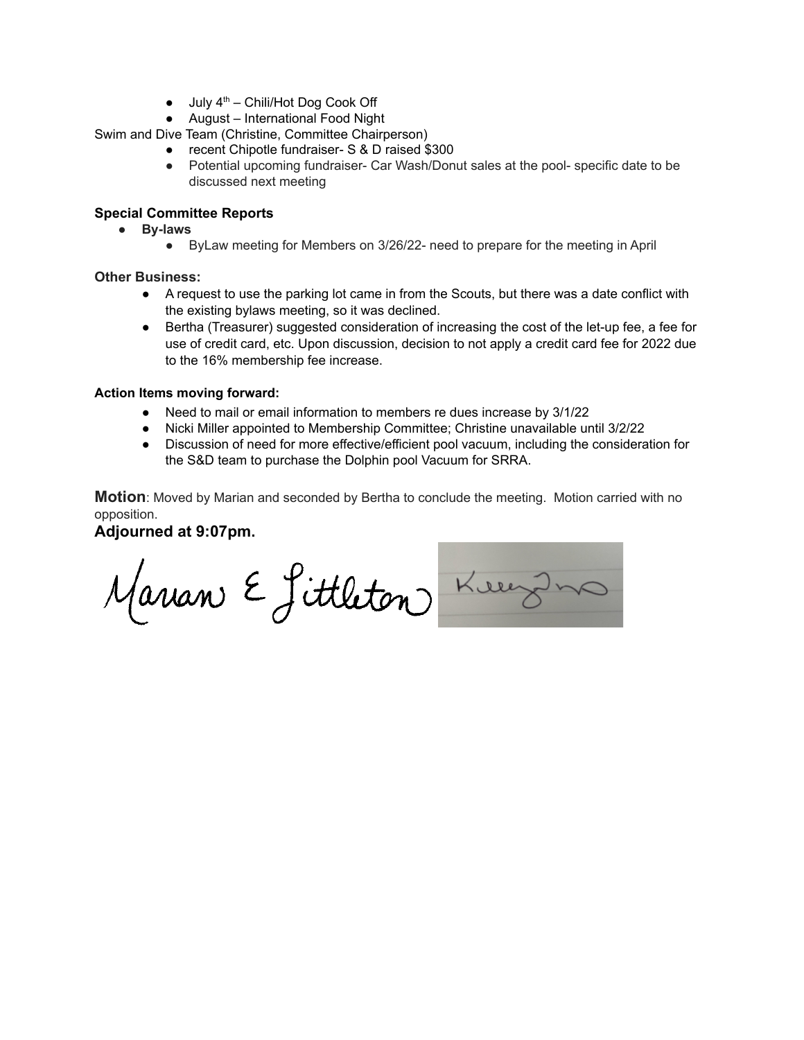- July 4th – Chili/Hot Dog Cook Off
- August – International Food Night

Swim and Dive Team (Christine, Committee Chairperson)

- recent Chipotle fundraiser- S & D raised $300
- Potential upcoming fundraiser- Car Wash/Donut sales at the pool- specific date to be discussed next meeting

**Special Committee Reports**

- **By-laws**
  - ByLaw meeting for Members on 3/26/22- need to prepare for the meeting in April

**Other Business:**

- A request to use the parking lot came in from the Scouts, but there was a date conflict with the existing bylaws meeting, so it was declined.
- Bertha (Treasurer) suggested consideration of increasing the cost of the let-up fee, a fee for use of credit card, etc. Upon discussion, decision to not apply a credit card fee for 2022 due to the 16% membership fee increase.

**Action Items moving forward:**

- Need to mail or email information to members re dues increase by 3/1/22
- Nicki Miller appointed to Membership Committee; Christine unavailable until 3/2/22
- Discussion of need for more effective/efficient pool vacuum, including the consideration for the S&D team to purchase the Dolphin pool Vacuum for SRRA.

**Motion**: Moved by Marian and seconded by Bertha to conclude the meeting. Motion carried with no opposition.

**Adjourned at 9:07pm.**

Marian E Littleton